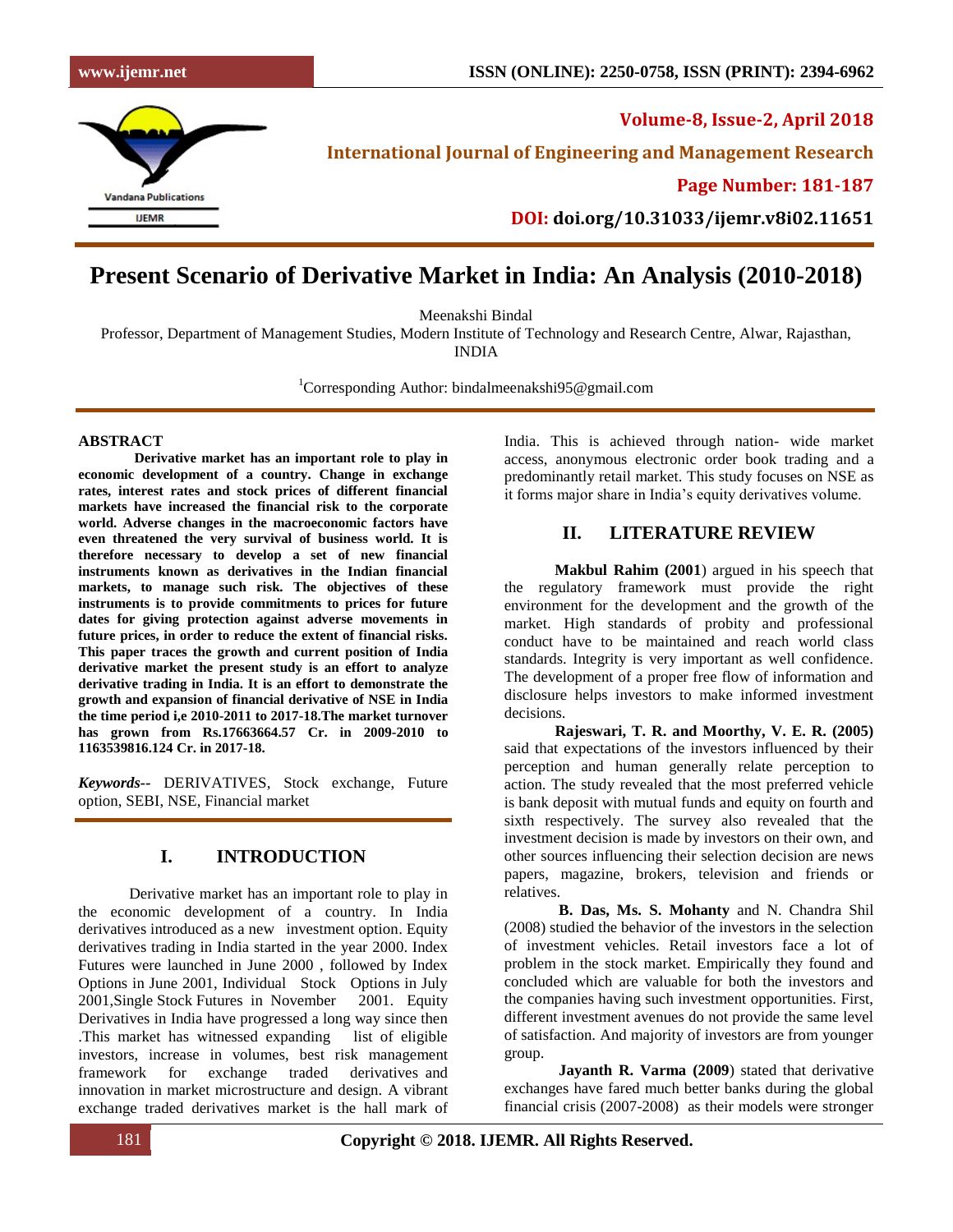// Present Scenario of Derivative Market in India: An Analysis (2010-2018)

# Present Scenario of Derivative Market in India: An Analysis (2010-2018)

Meenakshi Bindal

Professor, Department of Management Studies, Modern Institute of Technology and Research Centre, Alwar, Rajasthan, INDIA

[1]Corresponding Author: bindalmeenakshi95@gmail.com

## ABSTRACT

**Derivative market has an important role to play in economic development of a country. Change in exchange rates, interest rates and stock prices of different financial markets have increased the financial risk to the corporate world. Adverse changes in the macroeconomic factors have even threatened the very survival of business world. It is therefore necessary to develop a set of new financial instruments known as derivatives in the Indian financial markets, to manage such risk. The objectives of these instruments is to provide commitments to prices for future dates for giving protection against adverse movements in future prices, in order to reduce the extent of financial risks. This paper traces the growth and current position of India derivative market the present study is an effort to analyze derivative trading in India. It is an effort to demonstrate the growth and expansion of financial derivative of NSE in India the time period i,e 2010-2011 to 2017-18.The market turnover has grown from Rs.17663664.57 Cr. in 2009-2010 to 1163539816.124 Cr. in 2017-18.**

***Keywords*--** DERIVATIVES, Stock exchange, Future option, SEBI, NSE, Financial market

## I. INTRODUCTION

Derivative market has an important role to play in the economic development of a country. In India derivatives introduced as a new investment option. Equity derivatives trading in India started in the year 2000. Index Futures were launched in June 2000 , followed by Index Options in June 2001, Individual Stock Options in July 2001,Single Stock Futures in November 2001. Equity Derivatives in India have progressed a long way since then .This market has witnessed expanding list of eligible investors, increase in volumes, best risk management framework for exchange traded derivatives and innovation in market microstructure and design. A vibrant exchange traded derivatives market is the hall mark of India. This is achieved through nation- wide market access, anonymous electronic order book trading and a predominantly retail market. This study focuses on NSE as it forms major share in India's equity derivatives volume.

## II. LITERATURE REVIEW

**Makbul Rahim (2001**) argued in his speech that the regulatory framework must provide the right environment for the development and the growth of the market. High standards of probity and professional conduct have to be maintained and reach world class standards. Integrity is very important as well confidence. The development of a proper free flow of information and disclosure helps investors to make informed investment decisions.

**Rajeswari, T. R. and Moorthy, V. E. R. (2005)** said that expectations of the investors influenced by their perception and human generally relate perception to action. The study revealed that the most preferred vehicle is bank deposit with mutual funds and equity on fourth and sixth respectively. The survey also revealed that the investment decision is made by investors on their own, and other sources influencing their selection decision are news papers, magazine, brokers, television and friends or relatives.

**B. Das, Ms. S. Mohanty** and N. Chandra Shil (2008) studied the behavior of the investors in the selection of investment vehicles. Retail investors face a lot of problem in the stock market. Empirically they found and concluded which are valuable for both the investors and the companies having such investment opportunities. First, different investment avenues do not provide the same level of satisfaction. And majority of investors are from younger group.

**Jayanth R. Varma (2009**) stated that derivative exchanges have fared much better banks during the global financial crisis (2007-2008) as their models were stronger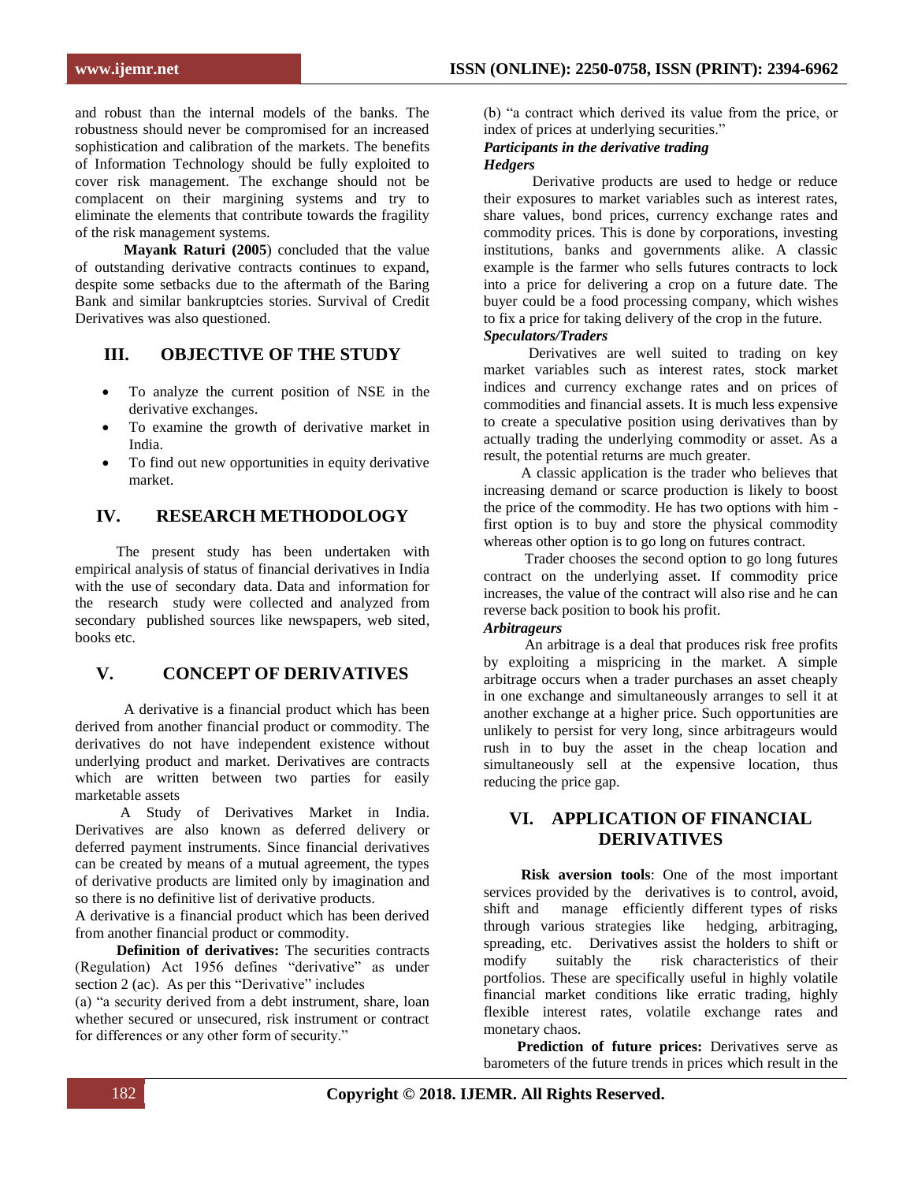and robust than the internal models of the banks. The robustness should never be compromised for an increased sophistication and calibration of the markets. The benefits of Information Technology should be fully exploited to cover risk management. The exchange should not be complacent on their margining systems and try to eliminate the elements that contribute towards the fragility of the risk management systems.

**Mayank Raturi (2005**) concluded that the value of outstanding derivative contracts continues to expand, despite some setbacks due to the aftermath of the Baring Bank and similar bankruptcies stories. Survival of Credit Derivatives was also questioned.

## III. OBJECTIVE OF THE STUDY

- To analyze the current position of NSE in the derivative exchanges.
- To examine the growth of derivative market in India.
- To find out new opportunities in equity derivative market.

## IV. RESEARCH METHODOLOGY

The present study has been undertaken with empirical analysis of status of financial derivatives in India with the use of secondary data. Data and information for the research study were collected and analyzed from secondary published sources like newspapers, web sited, books etc.

## V. CONCEPT OF DERIVATIVES

A derivative is a financial product which has been derived from another financial product or commodity. The derivatives do not have independent existence without underlying product and market. Derivatives are contracts which are written between two parties for easily marketable assets

A Study of Derivatives Market in India. Derivatives are also known as deferred delivery or deferred payment instruments. Since financial derivatives can be created by means of a mutual agreement, the types of derivative products are limited only by imagination and so there is no definitive list of derivative products.

A derivative is a financial product which has been derived from another financial product or commodity.

**Definition of derivatives:** The securities contracts (Regulation) Act 1956 defines "derivative" as under section 2 (ac). As per this "Derivative" includes

(a) "a security derived from a debt instrument, share, loan whether secured or unsecured, risk instrument or contract for differences or any other form of security."

(b) "a contract which derived its value from the price, or index of prices at underlying securities."

***Participants in the derivative trading***

***Hedgers***

Derivative products are used to hedge or reduce their exposures to market variables such as interest rates, share values, bond prices, currency exchange rates and commodity prices. This is done by corporations, investing institutions, banks and governments alike. A classic example is the farmer who sells futures contracts to lock into a price for delivering a crop on a future date. The buyer could be a food processing company, which wishes to fix a price for taking delivery of the crop in the future.

***Speculators/Traders***

Derivatives are well suited to trading on key market variables such as interest rates, stock market indices and currency exchange rates and on prices of commodities and financial assets. It is much less expensive to create a speculative position using derivatives than by actually trading the underlying commodity or asset. As a result, the potential returns are much greater.

A classic application is the trader who believes that increasing demand or scarce production is likely to boost the price of the commodity. He has two options with him - first option is to buy and store the physical commodity whereas other option is to go long on futures contract.

Trader chooses the second option to go long futures contract on the underlying asset. If commodity price increases, the value of the contract will also rise and he can reverse back position to book his profit.

***Arbitrageurs***

An arbitrage is a deal that produces risk free profits by exploiting a mispricing in the market. A simple arbitrage occurs when a trader purchases an asset cheaply in one exchange and simultaneously arranges to sell it at another exchange at a higher price. Such opportunities are unlikely to persist for very long, since arbitrageurs would rush in to buy the asset in the cheap location and simultaneously sell at the expensive location, thus reducing the price gap.

## VI. APPLICATION OF FINANCIAL DERIVATIVES

**Risk aversion tools**: One of the most important services provided by the derivatives is to control, avoid, shift and manage efficiently different types of risks through various strategies like hedging, arbitraging, spreading, etc. Derivatives assist the holders to shift or modify suitably the risk characteristics of their portfolios. These are specifically useful in highly volatile financial market conditions like erratic trading, highly flexible interest rates, volatile exchange rates and monetary chaos.

**Prediction of future prices:** Derivatives serve as barometers of the future trends in prices which result in the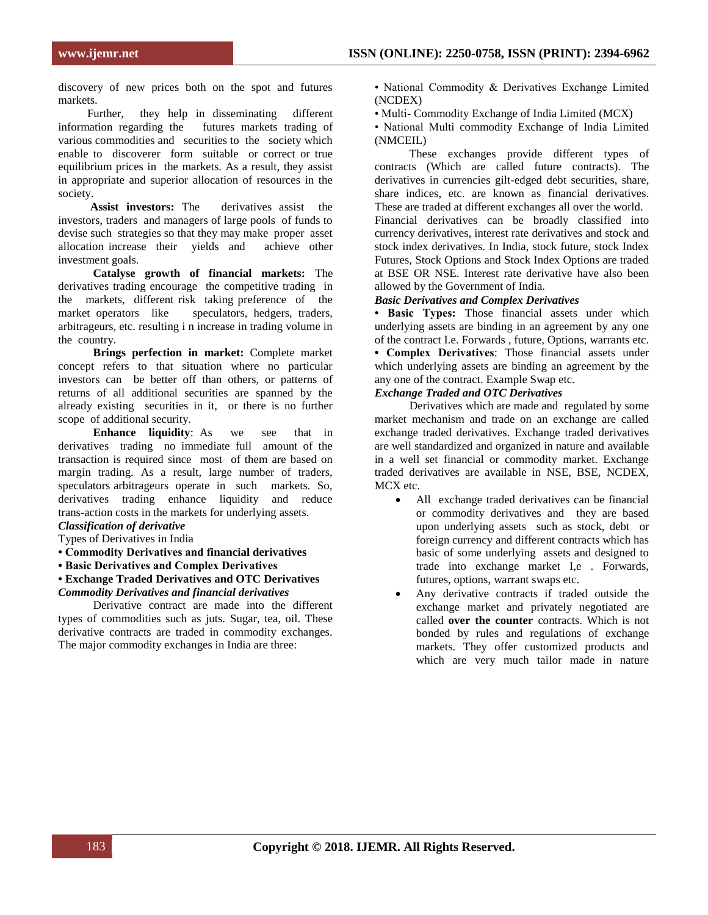discovery of new prices both on the spot and futures markets.

Further, they help in disseminating different information regarding the futures markets trading of various commodities and securities to the society which enable to discoverer form suitable or correct or true equilibrium prices in the markets. As a result, they assist in appropriate and superior allocation of resources in the society.

**Assist investors:** The derivatives assist the investors, traders and managers of large pools of funds to devise such strategies so that they may make proper asset allocation increase their yields and achieve other investment goals.

**Catalyse growth of financial markets:** The derivatives trading encourage the competitive trading in the markets, different risk taking preference of the market operators like speculators, hedgers, traders, arbitrageurs, etc. resulting i n increase in trading volume in the country.

**Brings perfection in market:** Complete market concept refers to that situation where no particular investors can be better off than others, or patterns of returns of all additional securities are spanned by the already existing securities in it, or there is no further scope of additional security.

**Enhance liquidity**: As we see that in derivatives trading no immediate full amount of the transaction is required since most of them are based on margin trading. As a result, large number of traders, speculators arbitrageurs operate in such markets. So, derivatives trading enhance liquidity and reduce trans-action costs in the markets for underlying assets.

***Classification of derivative***

Types of Derivatives in India

- **Commodity Derivatives and financial derivatives**
- **Basic Derivatives and Complex Derivatives**
- **Exchange Traded Derivatives and OTC Derivatives**

***Commodity Derivatives and financial derivatives***

Derivative contract are made into the different types of commodities such as juts. Sugar, tea, oil. These derivative contracts are traded in commodity exchanges. The major commodity exchanges in India are three:

- National Commodity & Derivatives Exchange Limited (NCDEX)
- Multi- Commodity Exchange of India Limited (MCX)
- National Multi commodity Exchange of India Limited (NMCEIL)

These exchanges provide different types of contracts (Which are called future contracts). The derivatives in currencies gilt-edged debt securities, share, share indices, etc. are known as financial derivatives. These are traded at different exchanges all over the world. Financial derivatives can be broadly classified into currency derivatives, interest rate derivatives and stock and stock index derivatives. In India, stock future, stock Index Futures, Stock Options and Stock Index Options are traded at BSE OR NSE. Interest rate derivative have also been allowed by the Government of India.

***Basic Derivatives and Complex Derivatives***

- **Basic Types:** Those financial assets under which underlying assets are binding in an agreement by any one of the contract I.e. Forwards , future, Options, warrants etc.
- **Complex Derivatives**: Those financial assets under which underlying assets are binding an agreement by the any one of the contract. Example Swap etc.

***Exchange Traded and OTC Derivatives***

Derivatives which are made and regulated by some market mechanism and trade on an exchange are called exchange traded derivatives. Exchange traded derivatives are well standardized and organized in nature and available in a well set financial or commodity market. Exchange traded derivatives are available in NSE, BSE, NCDEX, MCX etc.

- All exchange traded derivatives can be financial or commodity derivatives and they are based upon underlying assets such as stock, debt or foreign currency and different contracts which has basic of some underlying assets and designed to trade into exchange market I,e . Forwards, futures, options, warrant swaps etc.
- Any derivative contracts if traded outside the exchange market and privately negotiated are called **over the counter** contracts. Which is not bonded by rules and regulations of exchange markets. They offer customized products and which are very much tailor made in nature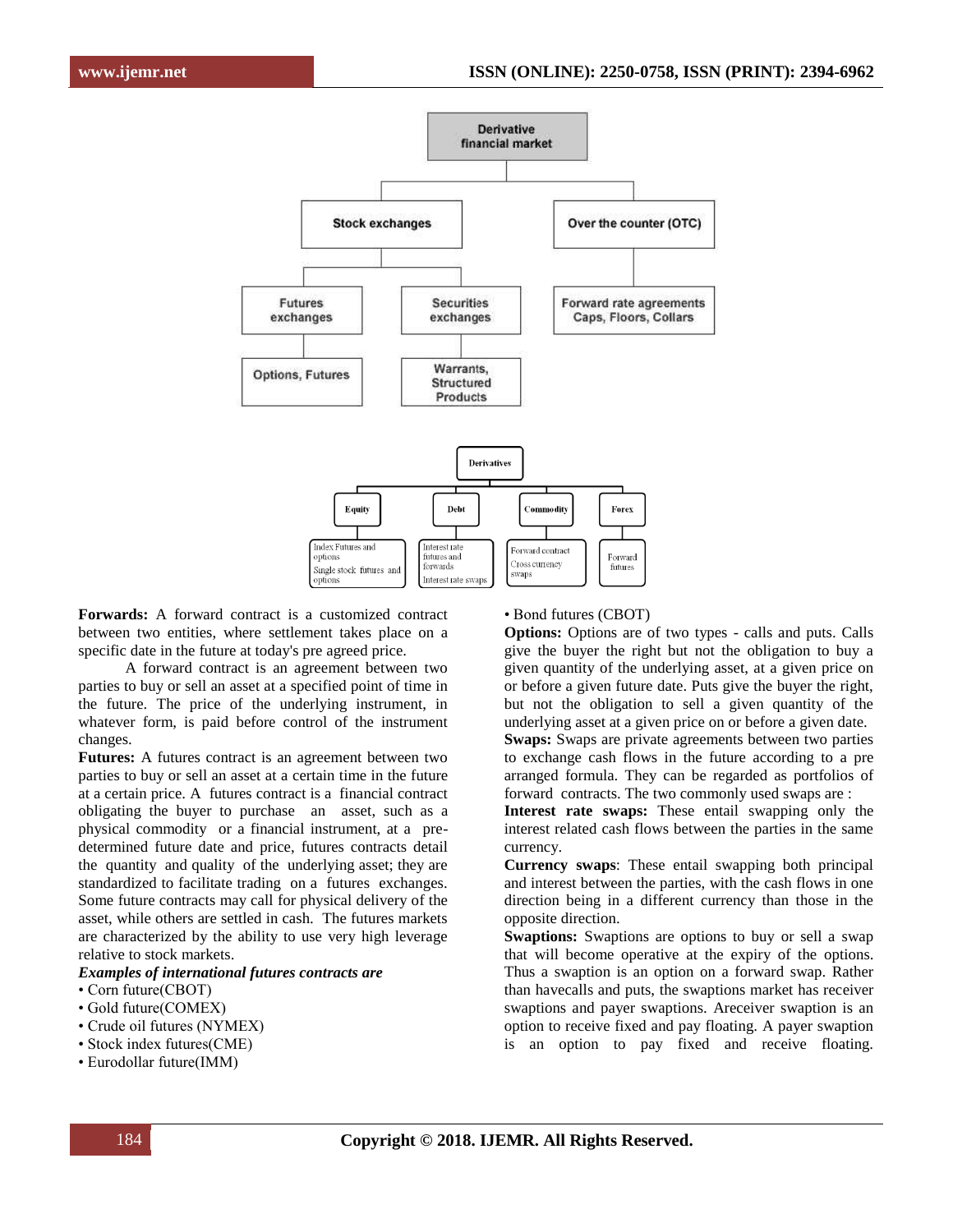Derivative financial market

- Stock exchanges
  - Futures exchanges
    - Options, Futures
  - Securities exchanges
    - Warrants, Structured Products
- Over the counter (OTC)
  - Forward rate agreements Caps, Floors, Collars

Derivatives

- Equity
  - Index Futures and options
  - Single stock futures and options
- Debt
  - Interest rate futures and forwards
  - Interest rate swaps
- Commodity
  - Forward contract
  - Cross currency swaps
- Forex
  - Forward futures

**Forwards:** A forward contract is a customized contract between two entities, where settlement takes place on a specific date in the future at today's pre agreed price.

A forward contract is an agreement between two parties to buy or sell an asset at a specified point of time in the future. The price of the underlying instrument, in whatever form, is paid before control of the instrument changes.

**Futures:** A futures contract is an agreement between two parties to buy or sell an asset at a certain time in the future at a certain price. A futures contract is a financial contract obligating the buyer to purchase an asset, such as a physical commodity or a financial instrument, at a pre-determined future date and price, futures contracts detail the quantity and quality of the underlying asset; they are standardized to facilitate trading on a futures exchanges. Some future contracts may call for physical delivery of the asset, while others are settled in cash. The futures markets are characterized by the ability to use very high leverage relative to stock markets.

***Examples of international futures contracts are***

- Corn future(CBOT)
- Gold future(COMEX)
- Crude oil futures (NYMEX)
- Stock index futures(CME)
- Eurodollar future(IMM)
- Bond futures (CBOT)

**Options:** Options are of two types - calls and puts. Calls give the buyer the right but not the obligation to buy a given quantity of the underlying asset, at a given price on or before a given future date. Puts give the buyer the right, but not the obligation to sell a given quantity of the underlying asset at a given price on or before a given date.

**Swaps:** Swaps are private agreements between two parties to exchange cash flows in the future according to a pre arranged formula. They can be regarded as portfolios of forward contracts. The two commonly used swaps are :

**Interest rate swaps:** These entail swapping only the interest related cash flows between the parties in the same currency.

**Currency swaps**: These entail swapping both principal and interest between the parties, with the cash flows in one direction being in a different currency than those in the opposite direction.

**Swaptions:** Swaptions are options to buy or sell a swap that will become operative at the expiry of the options. Thus a swaption is an option on a forward swap. Rather than havecalls and puts, the swaptions market has receiver swaptions and payer swaptions. Areceiver swaption is an option to receive fixed and pay floating. A payer swaption is an option to pay fixed and receive floating.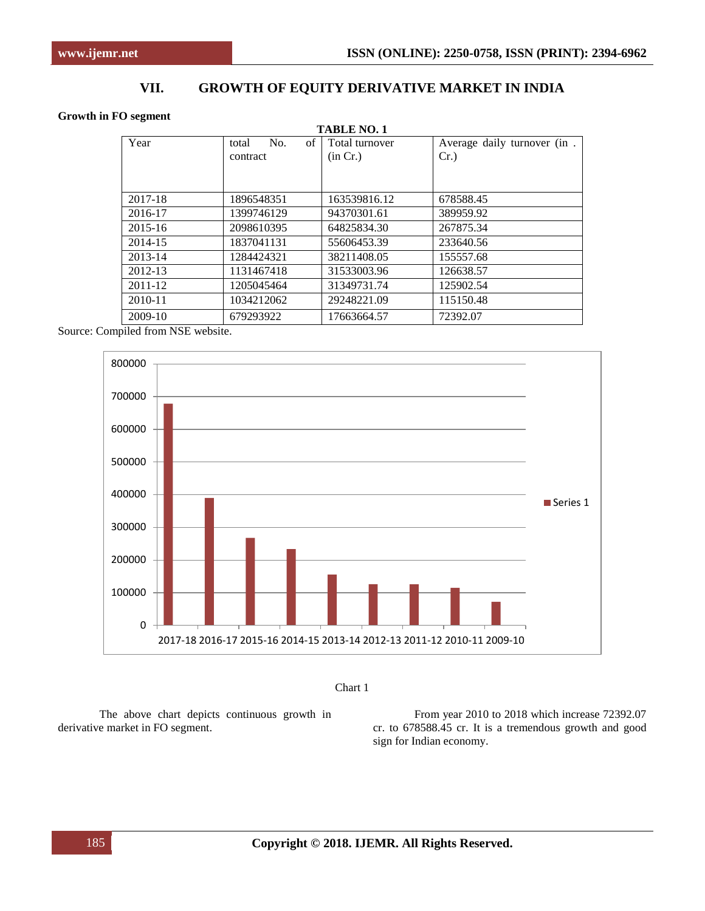## VII. GROWTH OF EQUITY DERIVATIVE MARKET IN INDIA

**Growth in FO segment**

**TABLE NO. 1**

| Year | total No. of contract | Total turnover (in Cr.) | Average daily turnover (in . Cr.) |
|---|---|---|---|
| 2017-18 | 1896548351 | 163539816.12 | 678588.45 |
| 2016-17 | 1399746129 | 94370301.61 | 389959.92 |
| 2015-16 | 2098610395 | 64825834.30 | 267875.34 |
| 2014-15 | 1837041131 | 55606453.39 | 233640.56 |
| 2013-14 | 1284424321 | 38211408.05 | 155557.68 |
| 2012-13 | 1131467418 | 31533003.96 | 126638.57 |
| 2011-12 | 1205045464 | 31349731.74 | 125902.54 |
| 2010-11 | 1034212062 | 29248221.09 | 115150.48 |
| 2009-10 | 679293922 | 17663664.57 | 72392.07 |

Source: Compiled from NSE website.

Chart 1

The above chart depicts continuous growth in derivative market in FO segment.

From year 2010 to 2018 which increase 72392.07 cr. to 678588.45 cr. It is a tremendous growth and good sign for Indian economy.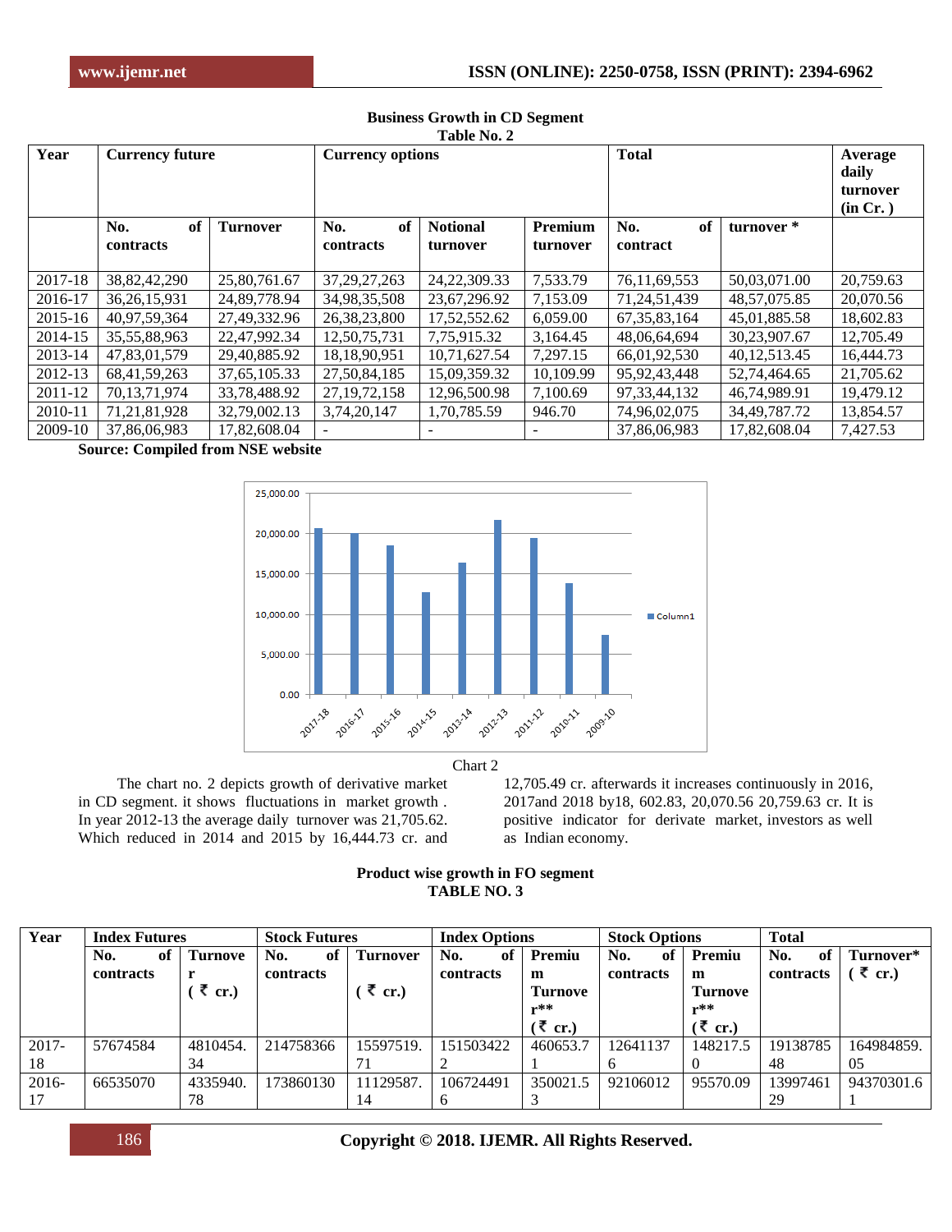**Business Growth in CD Segment**
**Table No. 2**

| Year | Currency future | | Currency options | | | Total | | Average daily turnover (in Cr. ) |
|---|---|---|---|---|---|---|---|---|
| | No. of contracts | Turnover | No. of contracts | Notional turnover | Premium turnover | No. of contract | turnover * | |
| 2017-18 | 38,82,42,290 | 25,80,761.67 | 37,29,27,263 | 24,22,309.33 | 7,533.79 | 76,11,69,553 | 50,03,071.00 | 20,759.63 |
| 2016-17 | 36,26,15,931 | 24,89,778.94 | 34,98,35,508 | 23,67,296.92 | 7,153.09 | 71,24,51,439 | 48,57,075.85 | 20,070.56 |
| 2015-16 | 40,97,59,364 | 27,49,332.96 | 26,38,23,800 | 17,52,552.62 | 6,059.00 | 67,35,83,164 | 45,01,885.58 | 18,602.83 |
| 2014-15 | 35,55,88,963 | 22,47,992.34 | 12,50,75,731 | 7,75,915.32 | 3,164.45 | 48,06,64,694 | 30,23,907.67 | 12,705.49 |
| 2013-14 | 47,83,01,579 | 29,40,885.92 | 18,18,90,951 | 10,71,627.54 | 7,297.15 | 66,01,92,530 | 40,12,513.45 | 16,444.73 |
| 2012-13 | 68,41,59,263 | 37,65,105.33 | 27,50,84,185 | 15,09,359.32 | 10,109.99 | 95,92,43,448 | 52,74,464.65 | 21,705.62 |
| 2011-12 | 70,13,71,974 | 33,78,488.92 | 27,19,72,158 | 12,96,500.98 | 7,100.69 | 97,33,44,132 | 46,74,989.91 | 19,479.12 |
| 2010-11 | 71,21,81,928 | 32,79,002.13 | 3,74,20,147 | 1,70,785.59 | 946.70 | 74,96,02,075 | 34,49,787.72 | 13,854.57 |
| 2009-10 | 37,86,06,983 | 17,82,608.04 | - | - | - | 37,86,06,983 | 17,82,608.04 | 7,427.53 |

**Source: Compiled from NSE website**

Chart 2

The chart no. 2 depicts growth of derivative market in CD segment. it shows fluctuations in market growth . In year 2012-13 the average daily turnover was 21,705.62. Which reduced in 2014 and 2015 by 16,444.73 cr. and 12,705.49 cr. afterwards it increases continuously in 2016, 2017and 2018 by18, 602.83, 20,070.56 20,759.63 cr. It is positive indicator for derivate market, investors as well as Indian economy.

**Product wise growth in FO segment**
**TABLE NO. 3**

| Year | Index Futures | | Stock Futures | | Index Options | | Stock Options | | Total | |
|---|---|---|---|---|---|---|---|---|---|---|
| | No. of contracts | Turnover ( ₹ cr.) | No. of contracts | Turnover ( ₹ cr.) | No. of contracts | Premium Turnover** ( ₹ cr.) | No. of contracts | Premium Turnover** ( ₹ cr.) | No. of contracts | Turnover* ( ₹ cr.) |
| 2017-18 | 57674584 | 4810454.34 | 214758366 | 15597519.71 | 151503422 | 460653.72 | 12641137 | 148217.50 | 19138785 48 | 164984859.05 |
| 2016-17 | 66535070 | 4335940.78 | 173860130 | 11129587.14 | 106724491 6 | 350021.53 | 92106012 | 95570.09 | 13997461 29 | 94370301.61 |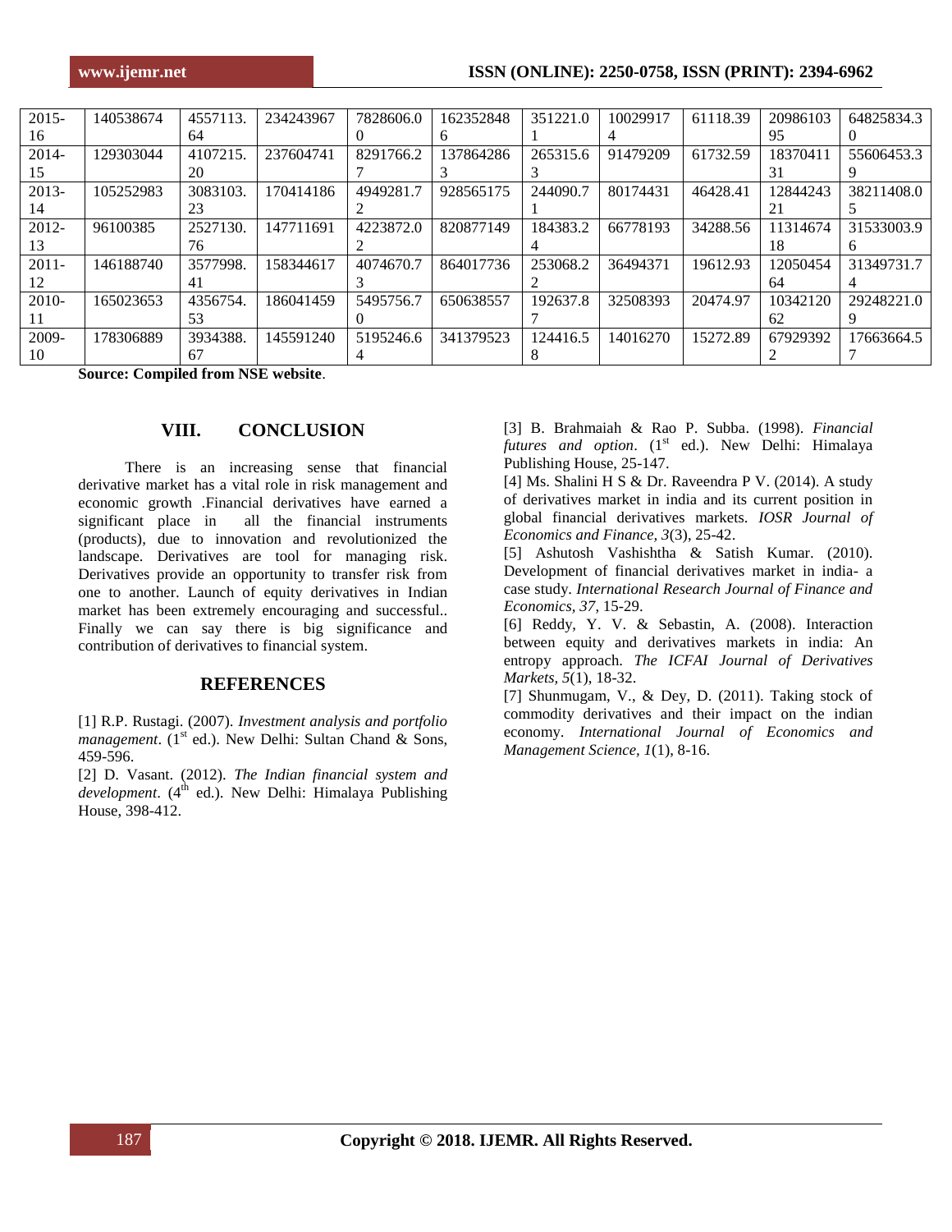| | | | | | | | | | | |
|---|---|---|---|---|---|---|---|---|---|---|
| 2015-16 | 140538674 | 4557113.64 | 234243967 | 7828606.00 | 1623528486 | 351221.01 | 100299174 | 61118.39 | 2098610395 | 64825834.30 |
| 2014-15 | 129303044 | 4107215.20 | 237604741 | 8291766.27 | 1378642863 | 265315.63 | 91479209 | 61732.59 | 1837041131 | 55606453.39 |
| 2013-14 | 105252983 | 3083103.23 | 170414186 | 4949281.72 | 928565175 | 244090.71 | 80174431 | 46428.41 | 1284424321 | 38211408.05 |
| 2012-13 | 96100385 | 2527130.76 | 147711691 | 4223872.02 | 820877149 | 184383.24 | 66778193 | 34288.56 | 1131467418 | 31533003.96 |
| 2011-12 | 146188740 | 3577998.41 | 158344617 | 4074670.73 | 864017736 | 253068.22 | 36494371 | 19612.93 | 1205045464 | 31349731.74 |
| 2010-11 | 165023653 | 4356754.53 | 186041459 | 5495756.70 | 650638557 | 192637.87 | 32508393 | 20474.97 | 1034212062 | 29248221.09 |
| 2009-10 | 178306889 | 3934388.67 | 145591240 | 5195246.64 | 341379523 | 124416.58 | 14016270 | 15272.89 | 679293922 | 17663664.57 |

**Source: Compiled from NSE website**.

## VIII. CONCLUSION

There is an increasing sense that financial derivative market has a vital role in risk management and economic growth .Financial derivatives have earned a significant place in all the financial instruments (products), due to innovation and revolutionized the landscape. Derivatives are tool for managing risk. Derivatives provide an opportunity to transfer risk from one to another. Launch of equity derivatives in Indian market has been extremely encouraging and successful.. Finally we can say there is big significance and contribution of derivatives to financial system.

## REFERENCES

[1] R.P. Rustagi. (2007). *Investment analysis and portfolio management*. (1st ed.). New Delhi: Sultan Chand & Sons, 459-596.

[2] D. Vasant. (2012). *The Indian financial system and development*. (4th ed.). New Delhi: Himalaya Publishing House, 398-412.

[3] B. Brahmaiah & Rao P. Subba. (1998). *Financial futures and option*. (1st ed.). New Delhi: Himalaya Publishing House, 25-147.

[4] Ms. Shalini H S & Dr. Raveendra P V. (2014). A study of derivatives market in india and its current position in global financial derivatives markets. *IOSR Journal of Economics and Finance, 3*(3), 25-42.

[5] Ashutosh Vashishtha & Satish Kumar. (2010). Development of financial derivatives market in india- a case study. *International Research Journal of Finance and Economics, 37*, 15-29.

[6] Reddy, Y. V. & Sebastin, A. (2008). Interaction between equity and derivatives markets in india: An entropy approach. *The ICFAI Journal of Derivatives Markets, 5*(1), 18-32.

[7] Shunmugam, V., & Dey, D. (2011). Taking stock of commodity derivatives and their impact on the indian economy. *International Journal of Economics and Management Science, 1*(1), 8-16.